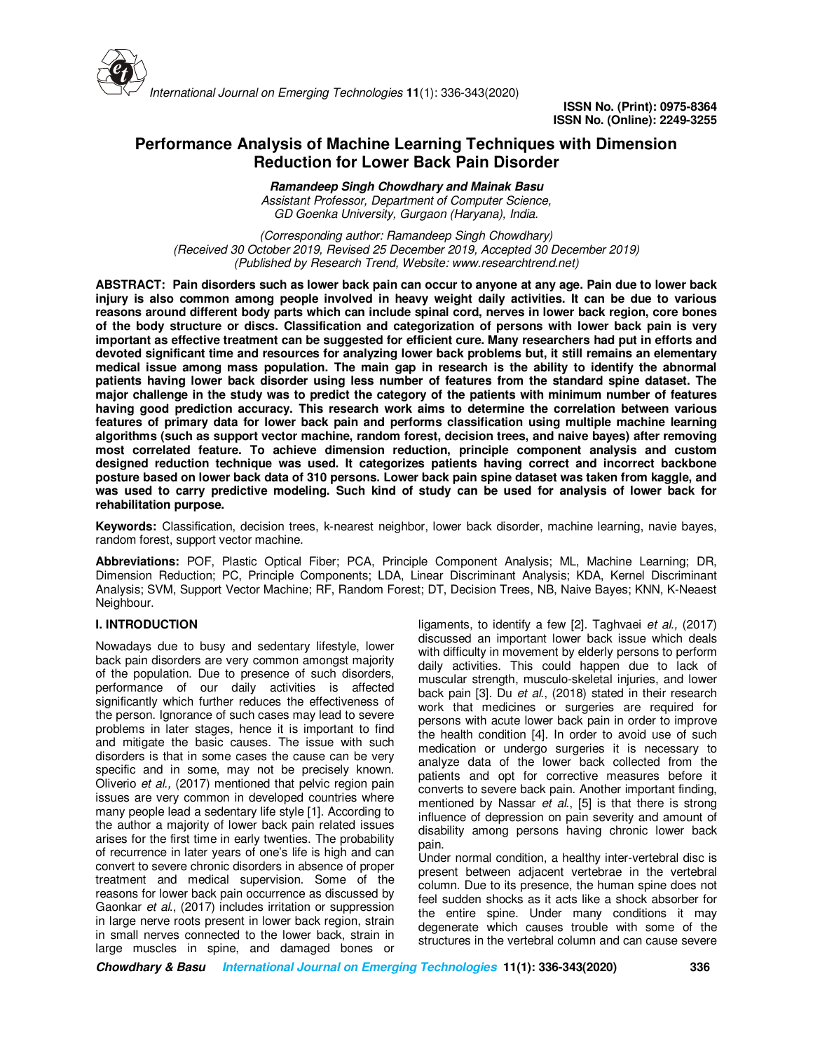# Performance Analysis of Machine Learning Techniques with Dimension Reduction for Lower Back Pain Disorder

***Ramandeep Singh Chowdhary and Mainak Basu***

*Assistant Professor, Department of Computer Science, GD Goenka University, Gurgaon (Haryana), India.*

*(Corresponding author: Ramandeep Singh Chowdhary)*
*(Received 30 October 2019, Revised 25 December 2019, Accepted 30 December 2019)*
*(Published by Research Trend, Website: www.researchtrend.net)*

**ABSTRACT: Pain disorders such as lower back pain can occur to anyone at any age. Pain due to lower back injury is also common among people involved in heavy weight daily activities. It can be due to various reasons around different body parts which can include spinal cord, nerves in lower back region, core bones of the body structure or discs. Classification and categorization of persons with lower back pain is very important as effective treatment can be suggested for efficient cure. Many researchers had put in efforts and devoted significant time and resources for analyzing lower back problems but, it still remains an elementary medical issue among mass population. The main gap in research is the ability to identify the abnormal patients having lower back disorder using less number of features from the standard spine dataset. The major challenge in the study was to predict the category of the patients with minimum number of features having good prediction accuracy. This research work aims to determine the correlation between various features of primary data for lower back pain and performs classification using multiple machine learning algorithms (such as support vector machine, random forest, decision trees, and naive bayes) after removing most correlated feature. To achieve dimension reduction, principle component analysis and custom designed reduction technique was used. It categorizes patients having correct and incorrect backbone posture based on lower back data of 310 persons. Lower back pain spine dataset was taken from kaggle, and was used to carry predictive modeling. Such kind of study can be used for analysis of lower back for rehabilitation purpose.**

**Keywords:** Classification, decision trees, k-nearest neighbor, lower back disorder, machine learning, navie bayes, random forest, support vector machine.

**Abbreviations:** POF, Plastic Optical Fiber; PCA, Principle Component Analysis; ML, Machine Learning; DR, Dimension Reduction; PC, Principle Components; LDA, Linear Discriminant Analysis; KDA, Kernel Discriminant Analysis; SVM, Support Vector Machine; RF, Random Forest; DT, Decision Trees, NB, Naive Bayes; KNN, K-Neaest Neighbour.

## I. INTRODUCTION

Nowadays due to busy and sedentary lifestyle, lower back pain disorders are very common amongst majority of the population. Due to presence of such disorders, performance of our daily activities is affected significantly which further reduces the effectiveness of the person. Ignorance of such cases may lead to severe problems in later stages, hence it is important to find and mitigate the basic causes. The issue with such disorders is that in some cases the cause can be very specific and in some, may not be precisely known. Oliverio *et al.,* (2017) mentioned that pelvic region pain issues are very common in developed countries where many people lead a sedentary life style [1]. According to the author a majority of lower back pain related issues arises for the first time in early twenties. The probability of recurrence in later years of one's life is high and can convert to severe chronic disorders in absence of proper treatment and medical supervision. Some of the reasons for lower back pain occurrence as discussed by Gaonkar *et al*., (2017) includes irritation or suppression in large nerve roots present in lower back region, strain in small nerves connected to the lower back, strain in large muscles in spine, and damaged bones or ligaments, to identify a few [2]. Taghvaei *et al.,* (2017) discussed an important lower back issue which deals with difficulty in movement by elderly persons to perform daily activities. This could happen due to lack of muscular strength, musculo-skeletal injuries, and lower back pain [3]. Du *et al*., (2018) stated in their research work that medicines or surgeries are required for persons with acute lower back pain in order to improve the health condition [4]. In order to avoid use of such medication or undergo surgeries it is necessary to analyze data of the lower back collected from the patients and opt for corrective measures before it converts to severe back pain. Another important finding, mentioned by Nassar *et al*., [5] is that there is strong influence of depression on pain severity and amount of disability among persons having chronic lower back pain.

Under normal condition, a healthy inter-vertebral disc is present between adjacent vertebrae in the vertebral column. Due to its presence, the human spine does not feel sudden shocks as it acts like a shock absorber for the entire spine. Under many conditions it may degenerate which causes trouble with some of the structures in the vertebral column and can cause severe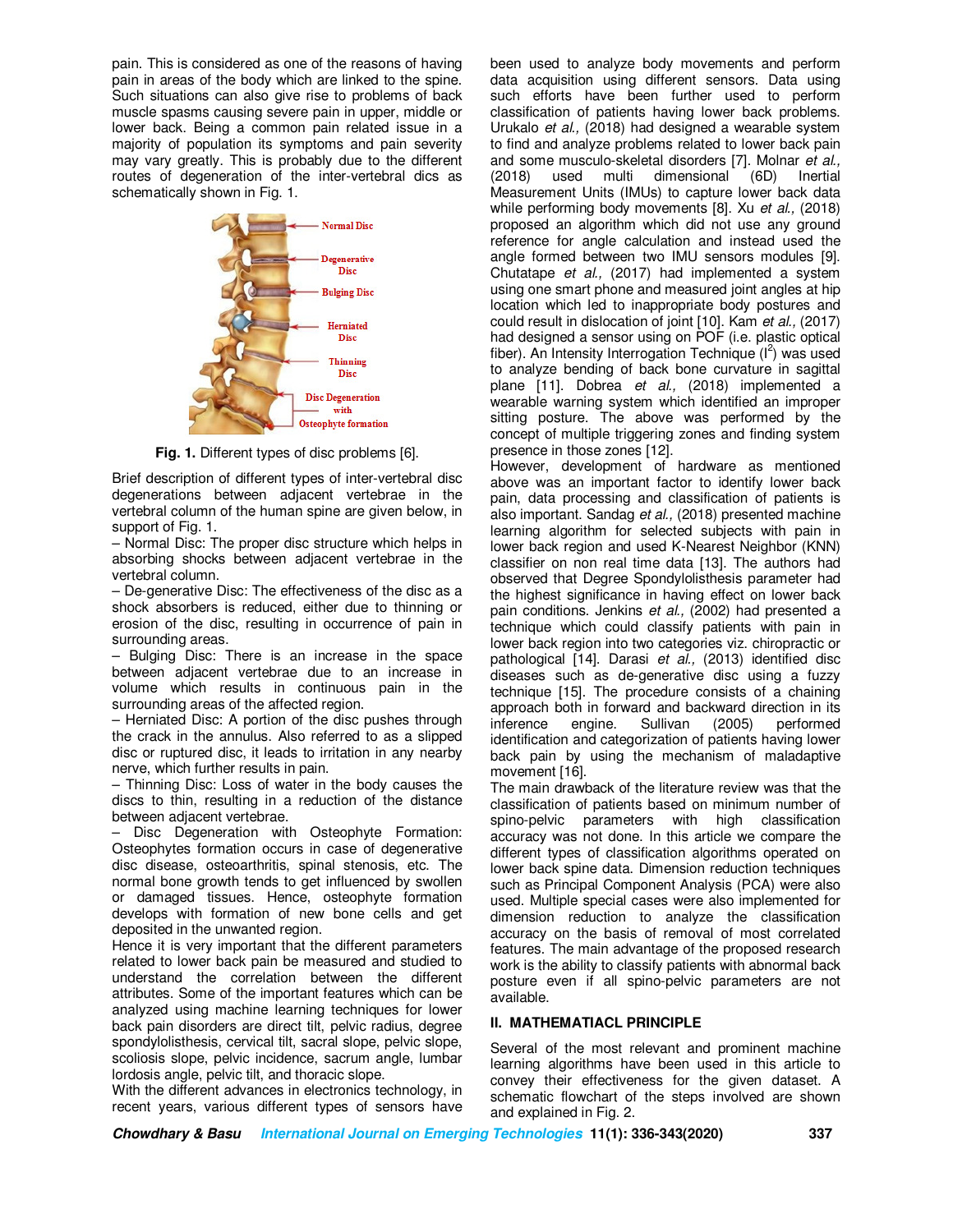pain. This is considered as one of the reasons of having pain in areas of the body which are linked to the spine. Such situations can also give rise to problems of back muscle spasms causing severe pain in upper, middle or lower back. Being a common pain related issue in a majority of population its symptoms and pain severity may vary greatly. This is probably due to the different routes of degeneration of the inter-vertebral dics as schematically shown in Fig. 1.

**Fig. 1.** Different types of disc problems [6].

Brief description of different types of inter-vertebral disc degenerations between adjacent vertebrae in the vertebral column of the human spine are given below, in support of Fig. 1.

– Normal Disc: The proper disc structure which helps in absorbing shocks between adjacent vertebrae in the vertebral column.

– De-generative Disc: The effectiveness of the disc as a shock absorbers is reduced, either due to thinning or erosion of the disc, resulting in occurrence of pain in surrounding areas.

– Bulging Disc: There is an increase in the space between adjacent vertebrae due to an increase in volume which results in continuous pain in the surrounding areas of the affected region.

– Herniated Disc: A portion of the disc pushes through the crack in the annulus. Also referred to as a slipped disc or ruptured disc, it leads to irritation in any nearby nerve, which further results in pain.

– Thinning Disc: Loss of water in the body causes the discs to thin, resulting in a reduction of the distance between adjacent vertebrae.

– Disc Degeneration with Osteophyte Formation: Osteophytes formation occurs in case of degenerative disc disease, osteoarthritis, spinal stenosis, etc. The normal bone growth tends to get influenced by swollen or damaged tissues. Hence, osteophyte formation develops with formation of new bone cells and get deposited in the unwanted region.

Hence it is very important that the different parameters related to lower back pain be measured and studied to understand the correlation between the different attributes. Some of the important features which can be analyzed using machine learning techniques for lower back pain disorders are direct tilt, pelvic radius, degree spondylolisthesis, cervical tilt, sacral slope, pelvic slope, scoliosis slope, pelvic incidence, sacrum angle, lumbar lordosis angle, pelvic tilt, and thoracic slope.

With the different advances in electronics technology, in recent years, various different types of sensors have been used to analyze body movements and perform data acquisition using different sensors. Data using such efforts have been further used to perform classification of patients having lower back problems. Urukalo *et al.,* (2018) had designed a wearable system to find and analyze problems related to lower back pain and some musculo-skeletal disorders [7]. Molnar *et al.,* (2018) used multi dimensional (6D) Inertial Measurement Units (IMUs) to capture lower back data while performing body movements [8]. Xu *et al.,* (2018) proposed an algorithm which did not use any ground reference for angle calculation and instead used the angle formed between two IMU sensors modules [9]. Chutatape *et al.,* (2017) had implemented a system using one smart phone and measured joint angles at hip location which led to inappropriate body postures and could result in dislocation of joint [10]. Kam *et al.,* (2017) had designed a sensor using on POF (i.e. plastic optical fiber). An Intensity Interrogation Technique ($I^2$) was used to analyze bending of back bone curvature in sagittal plane [11]. Dobrea *et al.,* (2018) implemented a wearable warning system which identified an improper sitting posture. The above was performed by the concept of multiple triggering zones and finding system presence in those zones [12].

However, development of hardware as mentioned above was an important factor to identify lower back pain, data processing and classification of patients is also important. Sandag *et al.,* (2018) presented machine learning algorithm for selected subjects with pain in lower back region and used K-Nearest Neighbor (KNN) classifier on non real time data [13]. The authors had observed that Degree Spondylolisthesis parameter had the highest significance in having effect on lower back pain conditions. Jenkins *et al.,* (2002) had presented a technique which could classify patients with pain in lower back region into two categories viz. chiropractic or pathological [14]. Darasi *et al.,* (2013) identified disc diseases such as de-generative disc using a fuzzy technique [15]. The procedure consists of a chaining approach both in forward and backward direction in its inference engine. Sullivan (2005) performed identification and categorization of patients having lower back pain by using the mechanism of maladaptive movement [16].

The main drawback of the literature review was that the classification of patients based on minimum number of spino-pelvic parameters with high classification accuracy was not done. In this article we compare the different types of classification algorithms operated on lower back spine data. Dimension reduction techniques such as Principal Component Analysis (PCA) were also used. Multiple special cases were also implemented for dimension reduction to analyze the classification accuracy on the basis of removal of most correlated features. The main advantage of the proposed research work is the ability to classify patients with abnormal back posture even if all spino-pelvic parameters are not available.

## II. MATHEMATIACL PRINCIPLE

Several of the most relevant and prominent machine learning algorithms have been used in this article to convey their effectiveness for the given dataset. A schematic flowchart of the steps involved are shown and explained in Fig. 2.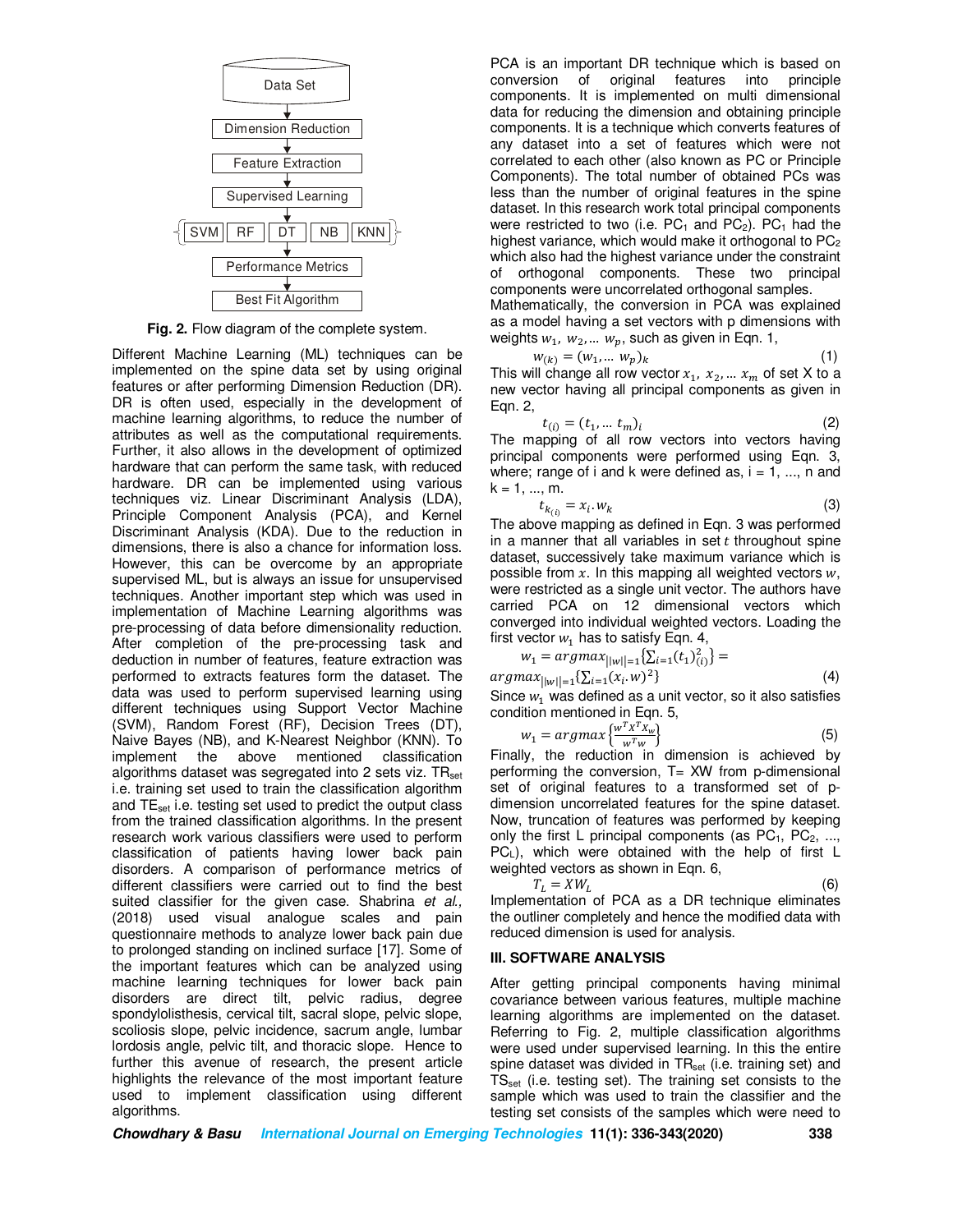Data Set → Dimension Reduction → Feature Extraction → Supervised Learning → {SVM | RF | DT | NB | KNN} → Performance Metrics → Best Fit Algorithm

**Fig. 2.** Flow diagram of the complete system.

Different Machine Learning (ML) techniques can be implemented on the spine data set by using original features or after performing Dimension Reduction (DR). DR is often used, especially in the development of machine learning algorithms, to reduce the number of attributes as well as the computational requirements. Further, it also allows in the development of optimized hardware that can perform the same task, with reduced hardware. DR can be implemented using various techniques viz. Linear Discriminant Analysis (LDA), Principle Component Analysis (PCA), and Kernel Discriminant Analysis (KDA). Due to the reduction in dimensions, there is also a chance for information loss. However, this can be overcome by an appropriate supervised ML, but is always an issue for unsupervised techniques. Another important step which was used in implementation of Machine Learning algorithms was pre-processing of data before dimensionality reduction. After completion of the pre-processing task and deduction in number of features, feature extraction was performed to extracts features form the dataset. The data was used to perform supervised learning using different techniques using Support Vector Machine (SVM), Random Forest (RF), Decision Trees (DT), Naive Bayes (NB), and K-Nearest Neighbor (KNN). To implement the above mentioned classification algorithms dataset was segregated into 2 sets viz. $TR_{set}$ i.e. training set used to train the classification algorithm and $TE_{set}$ i.e. testing set used to predict the output class from the trained classification algorithms. In the present research work various classifiers were used to perform classification of patients having lower back pain disorders. A comparison of performance metrics of different classifiers were carried out to find the best suited classifier for the given case. Shabrina *et al.*, (2018) used visual analogue scales and pain questionnaire methods to analyze lower back pain due to prolonged standing on inclined surface [17]. Some of the important features which can be analyzed using machine learning techniques for lower back pain disorders are direct tilt, pelvic radius, degree spondylolisthesis, cervical tilt, sacral slope, pelvic slope, scoliosis slope, pelvic incidence, sacrum angle, lumbar lordosis angle, pelvic tilt, and thoracic slope. Hence to further this avenue of research, the present article highlights the relevance of the most important feature used to implement classification using different algorithms.

PCA is an important DR technique which is based on conversion of original features into principle components. It is implemented on multi dimensional data for reducing the dimension and obtaining principle components. It is a technique which converts features of any dataset into a set of features which were not correlated to each other (also known as PC or Principle Components). The total number of obtained PCs was less than the number of original features in the spine dataset. In this research work total principal components were restricted to two (i.e. $PC_1$ and $PC_2$). $PC_1$ had the highest variance, which would make it orthogonal to $PC_2$ which also had the highest variance under the constraint of orthogonal components. These two principal components were uncorrelated orthogonal samples.

Mathematically, the conversion in PCA was explained as a model having a set vectors with p dimensions with weights $w_1, w_2, \ldots w_p$, such as given in Eqn. 1,

$$w_{(k)} = (w_1, \ldots w_p)_k \tag{1}$$

This will change all row vector $x_1, x_2, \ldots x_m$ of set X to a new vector having all principal components as given in Eqn. 2,

$$t_{(i)} = (t_1, \ldots t_m)_i \tag{2}$$

The mapping of all row vectors into vectors having principal components were performed using Eqn. 3, where; range of i and k were defined as, i = 1, ..., n and k = 1, ..., m.

$$t_{k_{(i)}} = x_i . w_k \tag{3}$$

The above mapping as defined in Eqn. 3 was performed in a manner that all variables in set $t$ throughout spine dataset, successively take maximum variance which is possible from $x$. In this mapping all weighted vectors $w$, were restricted as a single unit vector. The authors have carried PCA on 12 dimensional vectors which converged into individual weighted vectors. Loading the first vector $w_1$ has to satisfy Eqn. 4,

$$w_1 = argmax_{||w||=1}\{\textstyle\sum_{i=1}(t_1)^2_{(i)}\} = argmax_{||w||=1}\{\textstyle\sum_{i=1}(x_i . w)^2\} \tag{4}$$

Since $w_1$ was defined as a unit vector, so it also satisfies condition mentioned in Eqn. 5,

$$w_1 = argmax\left\{\frac{w^T X^T X_w}{w^T w}\right\} \tag{5}$$

Finally, the reduction in dimension is achieved by performing the conversion, T= XW from p-dimensional set of original features to a transformed set of p-dimension uncorrelated features for the spine dataset. Now, truncation of features was performed by keeping only the first L principal components (as $PC_1$, $PC_2$, ..., $PC_L$), which were obtained with the help of first L weighted vectors as shown in Eqn. 6,

$$T_L = XW_L \tag{6}$$

Implementation of PCA as a DR technique eliminates the outliner completely and hence the modified data with reduced dimension is used for analysis.

### III. SOFTWARE ANALYSIS

After getting principal components having minimal covariance between various features, multiple machine learning algorithms are implemented on the dataset. Referring to Fig. 2, multiple classification algorithms were used under supervised learning. In this the entire spine dataset was divided in $TR_{set}$ (i.e. training set) and $TS_{set}$ (i.e. testing set). The training set consists to the sample which was used to train the classifier and the testing set consists of the samples which were need to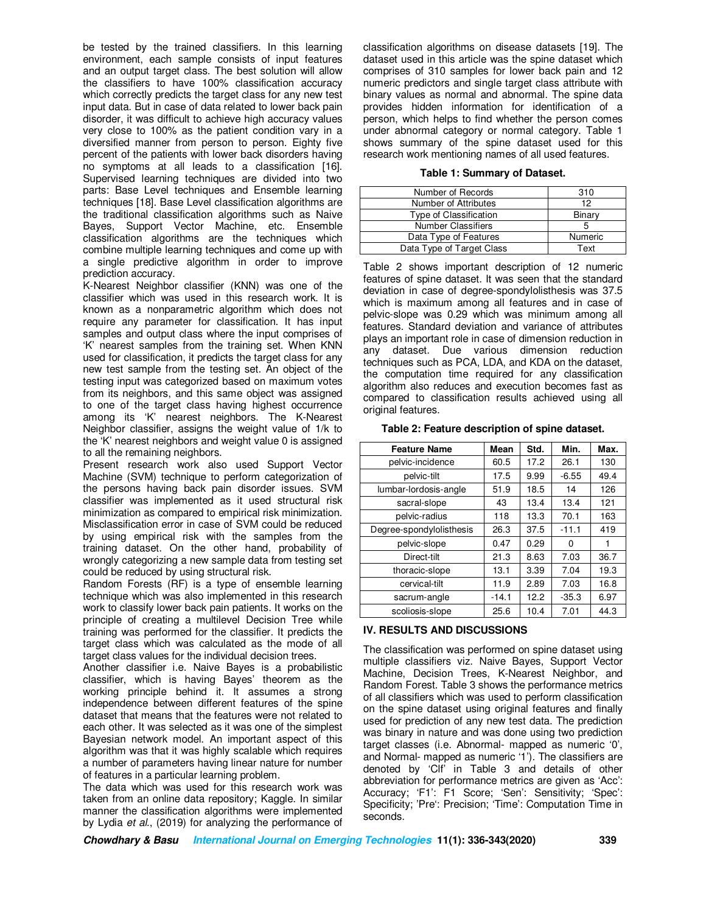be tested by the trained classifiers. In this learning environment, each sample consists of input features and an output target class. The best solution will allow the classifiers to have 100% classification accuracy which correctly predicts the target class for any new test input data. But in case of data related to lower back pain disorder, it was difficult to achieve high accuracy values very close to 100% as the patient condition vary in a diversified manner from person to person. Eighty five percent of the patients with lower back disorders having no symptoms at all leads to a classification [16]. Supervised learning techniques are divided into two parts: Base Level techniques and Ensemble learning techniques [18]. Base Level classification algorithms are the traditional classification algorithms such as Naive Bayes, Support Vector Machine, etc. Ensemble classification algorithms are the techniques which combine multiple learning techniques and come up with a single predictive algorithm in order to improve prediction accuracy.

K-Nearest Neighbor classifier (KNN) was one of the classifier which was used in this research work. It is known as a nonparametric algorithm which does not require any parameter for classification. It has input samples and output class where the input comprises of 'K' nearest samples from the training set. When KNN used for classification, it predicts the target class for any new test sample from the testing set. An object of the testing input was categorized based on maximum votes from its neighbors, and this same object was assigned to one of the target class having highest occurrence among its 'K' nearest neighbors. The K-Nearest Neighbor classifier, assigns the weight value of 1/k to the 'K' nearest neighbors and weight value 0 is assigned to all the remaining neighbors.

Present research work also used Support Vector Machine (SVM) technique to perform categorization of the persons having back pain disorder issues. SVM classifier was implemented as it used structural risk minimization as compared to empirical risk minimization. Misclassification error in case of SVM could be reduced by using empirical risk with the samples from the training dataset. On the other hand, probability of wrongly categorizing a new sample data from testing set could be reduced by using structural risk.

Random Forests (RF) is a type of ensemble learning technique which was also implemented in this research work to classify lower back pain patients. It works on the principle of creating a multilevel Decision Tree while training was performed for the classifier. It predicts the target class which was calculated as the mode of all target class values for the individual decision trees.

Another classifier i.e. Naive Bayes is a probabilistic classifier, which is having Bayes' theorem as the working principle behind it. It assumes a strong independence between different features of the spine dataset that means that the features were not related to each other. It was selected as it was one of the simplest Bayesian network model. An important aspect of this algorithm was that it was highly scalable which requires a number of parameters having linear nature for number of features in a particular learning problem.

The data which was used for this research work was taken from an online data repository; Kaggle. In similar manner the classification algorithms were implemented by Lydia *et al.*, (2019) for analyzing the performance of classification algorithms on disease datasets [19]. The dataset used in this article was the spine dataset which comprises of 310 samples for lower back pain and 12 numeric predictors and single target class attribute with binary values as normal and abnormal. The spine data provides hidden information for identification of a person, which helps to find whether the person comes under abnormal category or normal category. Table 1 shows summary of the spine dataset used for this research work mentioning names of all used features.

**Table 1: Summary of Dataset.**

| | |
|---|---|
| Number of Records | 310 |
| Number of Attributes | 12 |
| Type of Classification | Binary |
| Number Classifiers | 5 |
| Data Type of Features | Numeric |
| Data Type of Target Class | Text |

Table 2 shows important description of 12 numeric features of spine dataset. It was seen that the standard deviation in case of degree-spondylolisthesis was 37.5 which is maximum among all features and in case of pelvic-slope was 0.29 which was minimum among all features. Standard deviation and variance of attributes plays an important role in case of dimension reduction in any dataset. Due various dimension reduction techniques such as PCA, LDA, and KDA on the dataset, the computation time required for any classification algorithm also reduces and execution becomes fast as compared to classification results achieved using all original features.

**Table 2: Feature description of spine dataset.**

| Feature Name | Mean | Std. | Min. | Max. |
|---|---|---|---|---|
| pelvic-incidence | 60.5 | 17.2 | 26.1 | 130 |
| pelvic-tilt | 17.5 | 9.99 | -6.55 | 49.4 |
| lumbar-lordosis-angle | 51.9 | 18.5 | 14 | 126 |
| sacral-slope | 43 | 13.4 | 13.4 | 121 |
| pelvic-radius | 118 | 13.3 | 70.1 | 163 |
| Degree-spondylolisthesis | 26.3 | 37.5 | -11.1 | 419 |
| pelvic-slope | 0.47 | 0.29 | 0 | 1 |
| Direct-tilt | 21.3 | 8.63 | 7.03 | 36.7 |
| thoracic-slope | 13.1 | 3.39 | 7.04 | 19.3 |
| cervical-tilt | 11.9 | 2.89 | 7.03 | 16.8 |
| sacrum-angle | -14.1 | 12.2 | -35.3 | 6.97 |
| scoliosis-slope | 25.6 | 10.4 | 7.01 | 44.3 |

## IV. RESULTS AND DISCUSSIONS

The classification was performed on spine dataset using multiple classifiers viz. Naive Bayes, Support Vector Machine, Decision Trees, K-Nearest Neighbor, and Random Forest. Table 3 shows the performance metrics of all classifiers which was used to perform classification on the spine dataset using original features and finally used for prediction of any new test data. The prediction was binary in nature and was done using two prediction target classes (i.e. Abnormal- mapped as numeric '0', and Normal- mapped as numeric '1'). The classifiers are denoted by 'Clf' in Table 3 and details of other abbreviation for performance metrics are given as 'Acc': Accuracy; 'F1': F1 Score; 'Sen': Sensitivity; 'Spec': Specificity; 'Pre': Precision; 'Time': Computation Time in seconds.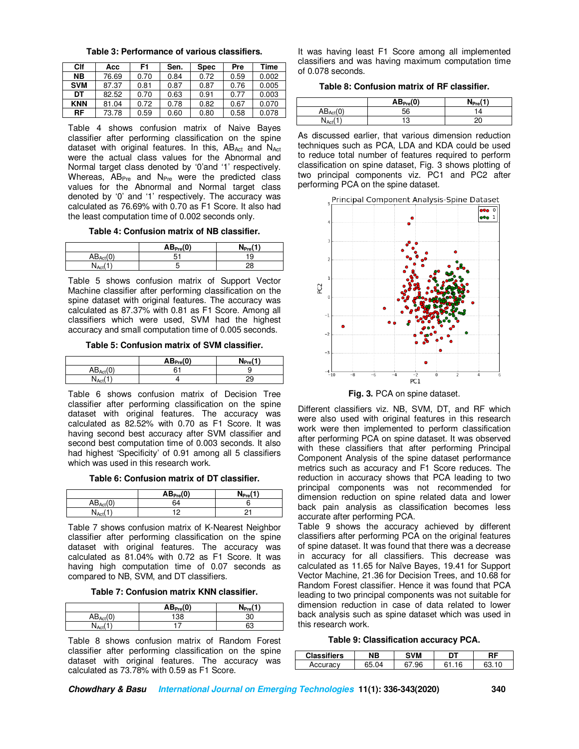**Table 3: Performance of various classifiers.**

| Clf | Acc | F1 | Sen. | Spec | Pre | Time |
|---|---|---|---|---|---|---|
| **NB** | 76.69 | 0.70 | 0.84 | 0.72 | 0.59 | 0.002 |
| **SVM** | 87.37 | 0.81 | 0.87 | 0.87 | 0.76 | 0.005 |
| **DT** | 82.52 | 0.70 | 0.63 | 0.91 | 0.77 | 0.003 |
| **KNN** | 81.04 | 0.72 | 0.78 | 0.82 | 0.67 | 0.070 |
| **RF** | 73.78 | 0.59 | 0.60 | 0.80 | 0.58 | 0.078 |

Table 4 shows confusion matrix of Naive Bayes classifier after performing classification on the spine dataset with original features. In this, $AB_{Act}$ and $N_{Act}$ were the actual class values for the Abnormal and Normal target class denoted by '0'and '1' respectively. Whereas, $AB_{Pre}$ and $N_{Pre}$ were the predicted class values for the Abnormal and Normal target class denoted by '0' and '1' respectively. The accuracy was calculated as 76.69% with 0.70 as F1 Score. It also had the least computation time of 0.002 seconds only.

**Table 4: Confusion matrix of NB classifier.**

| | $AB_{Pre}(0)$ | $N_{Pre}(1)$ |
|---|---|---|
| $AB_{Act}(0)$ | 51 | 19 |
| $N_{Act}(1)$ | 5 | 28 |

Table 5 shows confusion matrix of Support Vector Machine classifier after performing classification on the spine dataset with original features. The accuracy was calculated as 87.37% with 0.81 as F1 Score. Among all classifiers which were used, SVM had the highest accuracy and small computation time of 0.005 seconds.

**Table 5: Confusion matrix of SVM classifier.**

| | $AB_{Pre}(0)$ | $N_{Pre}(1)$ |
|---|---|---|
| $AB_{Act}(0)$ | 61 | 9 |
| $N_{Act}(1)$ | 4 | 29 |

Table 6 shows confusion matrix of Decision Tree classifier after performing classification on the spine dataset with original features. The accuracy was calculated as 82.52% with 0.70 as F1 Score. It was having second best accuracy after SVM classifier and second best computation time of 0.003 seconds. It also had highest 'Specificity' of 0.91 among all 5 classifiers which was used in this research work.

**Table 6: Confusion matrix of DT classifier.**

| | $AB_{Pre}(0)$ | $N_{Pre}(1)$ |
|---|---|---|
| $AB_{Act}(0)$ | 64 | 6 |
| $N_{Act}(1)$ | 12 | 21 |

Table 7 shows confusion matrix of K-Nearest Neighbor classifier after performing classification on the spine dataset with original features. The accuracy was calculated as 81.04% with 0.72 as F1 Score. It was having high computation time of 0.07 seconds as compared to NB, SVM, and DT classifiers.

**Table 7: Confusion matrix KNN classifier.**

| | $AB_{Pre}(0)$ | $N_{Pre}(1)$ |
|---|---|---|
| $AB_{Act}(0)$ | 138 | 30 |
| $N_{Act}(1)$ | 17 | 63 |

Table 8 shows confusion matrix of Random Forest classifier after performing classification on the spine dataset with original features. The accuracy was calculated as 73.78% with 0.59 as F1 Score. It was having least F1 Score among all implemented classifiers and was having maximum computation time of 0.078 seconds.

**Table 8: Confusion matrix of RF classifier.**

| | $AB_{Pre}(0)$ | $N_{Pre}(1)$ |
|---|---|---|
| $AB_{Act}(0)$ | 56 | 14 |
| $N_{Act}(1)$ | 13 | 20 |

As discussed earlier, that various dimension reduction techniques such as PCA, LDA and KDA could be used to reduce total number of features required to perform classification on spine dataset, Fig. 3 shows plotting of two principal components viz. PC1 and PC2 after performing PCA on the spine dataset.

**Fig. 3.** PCA on spine dataset.

Different classifiers viz. NB, SVM, DT, and RF which were also used with original features in this research work were then implemented to perform classification after performing PCA on spine dataset. It was observed with these classifiers that after performing Principal Component Analysis of the spine dataset performance metrics such as accuracy and F1 Score reduces. The reduction in accuracy shows that PCA leading to two principal components was not recommended for dimension reduction on spine related data and lower back pain analysis as classification becomes less accurate after performing PCA.

Table 9 shows the accuracy achieved by different classifiers after performing PCA on the original features of spine dataset. It was found that there was a decrease in accuracy for all classifiers. This decrease was calculated as 11.65 for Naïve Bayes, 19.41 for Support Vector Machine, 21.36 for Decision Trees, and 10.68 for Random Forest classifier. Hence it was found that PCA leading to two principal components was not suitable for dimension reduction in case of data related to lower back analysis such as spine dataset which was used in this research work.

**Table 9: Classification accuracy PCA.**

| Classifiers | NB | SVM | DT | RF |
|---|---|---|---|---|
| Accuracy | 65.04 | 67.96 | 61.16 | 63.10 |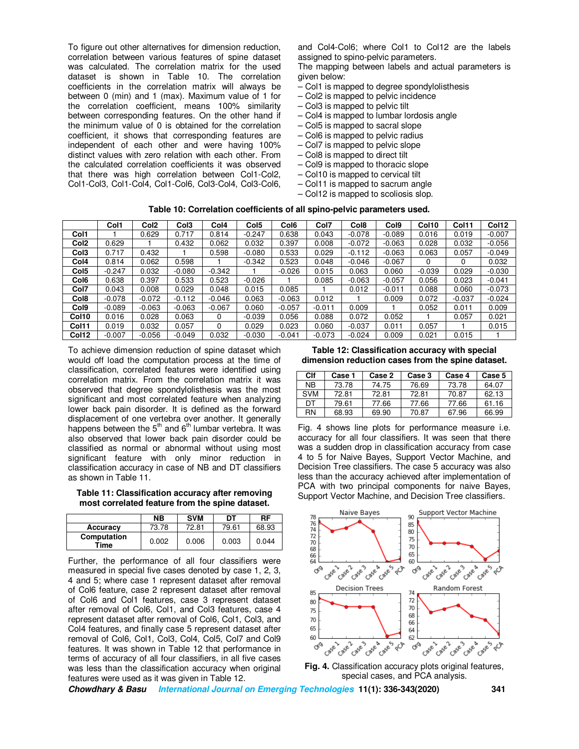To figure out other alternatives for dimension reduction, correlation between various features of spine dataset was calculated. The correlation matrix for the used dataset is shown in Table 10. The correlation coefficients in the correlation matrix will always be between 0 (min) and 1 (max). Maximum value of 1 for the correlation coefficient, means 100% similarity between corresponding features. On the other hand if the minimum value of 0 is obtained for the correlation coefficient, it shows that corresponding features are independent of each other and were having 100% distinct values with zero relation with each other. From the calculated correlation coefficients it was observed that there was high correlation between Col1-Col2, Col1-Col3, Col1-Col4, Col1-Col6, Col3-Col4, Col3-Col6, and Col4-Col6; where Col1 to Col12 are the labels assigned to spino-pelvic parameters.

The mapping between labels and actual parameters is given below:

– Col1 is mapped to degree spondylolisthesis
– Col2 is mapped to pelvic incidence
– Col3 is mapped to pelvic tilt
– Col4 is mapped to lumbar lordosis angle
– Col5 is mapped to sacral slope
– Col6 is mapped to pelvic radius
– Col7 is mapped to pelvic slope
– Col8 is mapped to direct tilt
– Col9 is mapped to thoracic slope
– Col10 is mapped to cervical tilt
– Col11 is mapped to sacrum angle
– Col12 is mapped to scoliosis slop.

**Table 10: Correlation coefficients of all spino-pelvic parameters used.**

| | Col1 | Col2 | Col3 | Col4 | Col5 | Col6 | Col7 | Col8 | Col9 | Col10 | Col11 | Col12 |
|---|---|---|---|---|---|---|---|---|---|---|---|---|
| **Col1** | 1 | 0.629 | 0.717 | 0.814 | -0.247 | 0.638 | 0.043 | -0.078 | -0.089 | 0.016 | 0.019 | -0.007 |
| **Col2** | 0.629 | 1 | 0.432 | 0.062 | 0.032 | 0.397 | 0.008 | -0.072 | -0.063 | 0.028 | 0.032 | -0.056 |
| **Col3** | 0.717 | 0.432 | 1 | 0.598 | -0.080 | 0.533 | 0.029 | -0.112 | -0.063 | 0.063 | 0.057 | -0.049 |
| **Col4** | 0.814 | 0.062 | 0.598 | 1 | -0.342 | 0.523 | 0.048 | -0.046 | -0.067 | 0 | 0 | 0.032 |
| **Col5** | -0.247 | 0.032 | -0.080 | -0.342 | 1 | -0.026 | 0.015 | 0.063 | 0.060 | -0.039 | 0.029 | -0.030 |
| **Col6** | 0.638 | 0.397 | 0.533 | 0.523 | -0.026 | 1 | 0.085 | -0.063 | -0.057 | 0.056 | 0.023 | -0.041 |
| **Col7** | 0.043 | 0.008 | 0.029 | 0.048 | 0.015 | 0.085 | 1 | 0.012 | -0.011 | 0.088 | 0.060 | -0.073 |
| **Col8** | -0.078 | -0.072 | -0.112 | -0.046 | 0.063 | -0.063 | 0.012 | 1 | 0.009 | 0.072 | -0.037 | -0.024 |
| **Col9** | -0.089 | -0.063 | -0.063 | -0.067 | 0.060 | -0.057 | -0.011 | 0.009 | 1 | 0.052 | 0.011 | 0.009 |
| **Col10** | 0.016 | 0.028 | 0.063 | 0 | -0.039 | 0.056 | 0.088 | 0.072 | 0.052 | 1 | 0.057 | 0.021 |
| **Col11** | 0.019 | 0.032 | 0.057 | 0 | 0.029 | 0.023 | 0.060 | -0.037 | 0.011 | 0.057 | 1 | 0.015 |
| **Col12** | -0.007 | -0.056 | -0.049 | 0.032 | -0.030 | -0.041 | -0.073 | -0.024 | 0.009 | 0.021 | 0.015 | 1 |

To achieve dimension reduction of spine dataset which would off load the computation process at the time of classification, correlated features were identified using correlation matrix. From the correlation matrix it was observed that degree spondylolisthesis was the most significant and most correlated feature when analyzing lower back pain disorder. It is defined as the forward displacement of one vertebra over another. It generally happens between the $5^{th}$ and $6^{th}$ lumbar vertebra. It was also observed that lower back pain disorder could be classified as normal or abnormal without using most significant feature with only minor reduction in classification accuracy in case of NB and DT classifiers as shown in Table 11.

**Table 11: Classification accuracy after removing most correlated feature from the spine dataset.**

| | NB | SVM | DT | RF |
|---|---|---|---|---|
| **Accuracy** | 73.78 | 72.81 | 79.61 | 68.93 |
| **Computation Time** | 0.002 | 0.006 | 0.003 | 0.044 |

Further, the performance of all four classifiers were measured in special five cases denoted by case 1, 2, 3, 4 and 5; where case 1 represent dataset after removal of Col6 feature, case 2 represent dataset after removal of Col6 and Col1 features, case 3 represent dataset after removal of Col6, Col1, and Col3 features, case 4 represent dataset after removal of Col6, Col1, Col3, and Col4 features, and finally case 5 represent dataset after removal of Col6, Col1, Col3, Col4, Col5, Col7 and Col9 features. It was shown in Table 12 that performance in terms of accuracy of all four classifiers, in all five cases was less than the classification accuracy when original features were used as it was given in Table 12.

**Table 12: Classification accuracy with special dimension reduction cases from the spine dataset.**

| Clf | Case 1 | Case 2 | Case 3 | Case 4 | Case 5 |
|---|---|---|---|---|---|
| NB | 73.78 | 74.75 | 76.69 | 73.78 | 64.07 |
| SVM | 72.81 | 72.81 | 72.81 | 70.87 | 62.13 |
| DT | 79.61 | 77.66 | 77.66 | 77.66 | 61.16 |
| RN | 68.93 | 69.90 | 70.87 | 67.96 | 66.99 |

Fig. 4 shows line plots for performance measure i.e. accuracy for all four classifiers. It was seen that there was a sudden drop in classification accuracy from case 4 to 5 for Naive Bayes, Support Vector Machine, and Decision Tree classifiers. The case 5 accuracy was also less than the accuracy achieved after implementation of PCA with two principal components for naive Bayes, Support Vector Machine, and Decision Tree classifiers.

**Fig. 4.** Classification accuracy plots original features, special cases, and PCA analysis.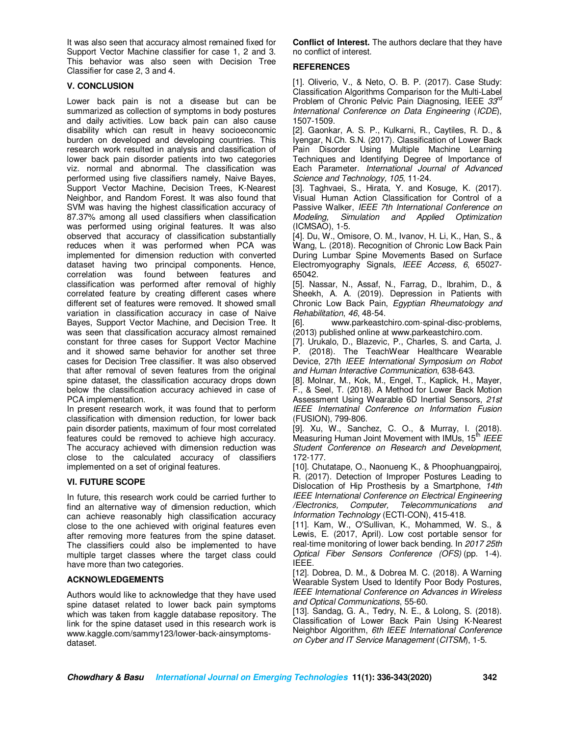It was also seen that accuracy almost remained fixed for Support Vector Machine classifier for case 1, 2 and 3. This behavior was also seen with Decision Tree Classifier for case 2, 3 and 4.

## V. CONCLUSION

Lower back pain is not a disease but can be summarized as collection of symptoms in body postures and daily activities. Low back pain can also cause disability which can result in heavy socioeconomic burden on developed and developing countries. This research work resulted in analysis and classification of lower back pain disorder patients into two categories viz. normal and abnormal. The classification was performed using five classifiers namely, Naive Bayes, Support Vector Machine, Decision Trees, K-Nearest Neighbor, and Random Forest. It was also found that SVM was having the highest classification accuracy of 87.37% among all used classifiers when classification was performed using original features. It was also observed that accuracy of classification substantially reduces when it was performed when PCA was implemented for dimension reduction with converted dataset having two principal components. Hence, correlation was found between features and classification was performed after removal of highly correlated feature by creating different cases where different set of features were removed. It showed small variation in classification accuracy in case of Naive Bayes, Support Vector Machine, and Decision Tree. It was seen that classification accuracy almost remained constant for three cases for Support Vector Machine and it showed same behavior for another set three cases for Decision Tree classifier. It was also observed that after removal of seven features from the original spine dataset, the classification accuracy drops down below the classification accuracy achieved in case of PCA implementation.

In present research work, it was found that to perform classification with dimension reduction, for lower back pain disorder patients, maximum of four most correlated features could be removed to achieve high accuracy. The accuracy achieved with dimension reduction was close to the calculated accuracy of classifiers implemented on a set of original features.

## VI. FUTURE SCOPE

In future, this research work could be carried further to find an alternative way of dimension reduction, which can achieve reasonably high classification accuracy close to the one achieved with original features even after removing more features from the spine dataset. The classifiers could also be implemented to have multiple target classes where the target class could have more than two categories.

## ACKNOWLEDGEMENTS

Authors would like to acknowledge that they have used spine dataset related to lower back pain symptoms which was taken from kaggle database repository. The link for the spine dataset used in this research work is www.kaggle.com/sammy123/lower-back-ainsymptoms-dataset.

**Conflict of Interest.** The authors declare that they have no conflict of interest.

## REFERENCES

[1]. Oliverio, V., & Neto, O. B. P. (2017). Case Study: Classification Algorithms Comparison for the Multi-Label Problem of Chronic Pelvic Pain Diagnosing, IEEE *33rd International Conference on Data Engineering* (*ICDE*), 1507-1509.

[2]. Gaonkar, A. S. P., Kulkarni, R., Caytiles, R. D., & Iyengar, N.Ch. S.N. (2017). Classification of Lower Back Pain Disorder Using Multiple Machine Learning Techniques and Identifying Degree of Importance of Each Parameter. *International Journal of Advanced Science and Technology, 105*, 11-24.

[3]. Taghvaei, S., Hirata, Y. and Kosuge, K. (2017). Visual Human Action Classification for Control of a Passive Walker, *IEEE 7th International Conference on Modeling, Simulation and Applied Optimization* (ICMSAO), 1-5.

[4]. Du, W., Omisore, O. M., Ivanov, H. Li, K., Han, S., & Wang, L. (2018). Recognition of Chronic Low Back Pain During Lumbar Spine Movements Based on Surface Electromyography Signals, *IEEE Access, 6*, 65027-65042.

[5]. Nassar, N., Assaf, N., Farrag, D., Ibrahim, D., & Sheekh, A. A. (2019). Depression in Patients with Chronic Low Back Pain, *Egyptian Rheumatology and Rehabilitation*, *46*, 48-54.

[6]. www.parkeastchiro.com-spinal-disc-problems, (2013) published online at www.parkeastchiro.com.

[7]. Urukalo, D., Blazevic, P., Charles, S. and Carta, J. P. (2018). The TeachWear Healthcare Wearable Device, 27th *IEEE International Symposium on Robot and Human Interactive Communication*, 638-643.

[8]. Molnar, M., Kok, M., Engel, T., Kaplick, H., Mayer, F., & Seel, T. (2018). A Method for Lower Back Motion Assessment Using Wearable 6D Inertial Sensors, *21st IEEE Internatial Conference on Information Fusion* (FUSION), 799-806.

[9]. Xu, W., Sanchez, C. O., & Murray, I. (2018). Measuring Human Joint Movement with IMUs, 15th *IEEE Student Conference on Research and Development*, 172-177.

[10]. Chutatape, O., Naonueng K., & Phoophuangpairoj, R. (2017). Detection of Improper Postures Leading to Dislocation of Hip Prosthesis by a Smartphone, *14th IEEE International Conference on Electrical Engineering /Electronics, Computer, Telecommunications and Information Technology* (ECTI-CON), 415-418.

[11]. Kam, W., O'Sullivan, K., Mohammed, W. S., & Lewis, E. (2017, April). Low cost portable sensor for real-time monitoring of lower back bending. In *2017 25th Optical Fiber Sensors Conference (OFS)* (pp. 1-4). IEEE.

[12]. Dobrea, D. M., & Dobrea M. C. (2018). A Warning Wearable System Used to Identify Poor Body Postures, *IEEE International Conference on Advances in Wireless and Optical Communications*, 55-60.

[13]. Sandag, G. A., Tedry, N. E., & Lolong, S. (2018). Classification of Lower Back Pain Using K-Nearest Neighbor Algorithm, *6th IEEE International Conference on Cyber and IT Service Management* (*CITSM*), 1-5.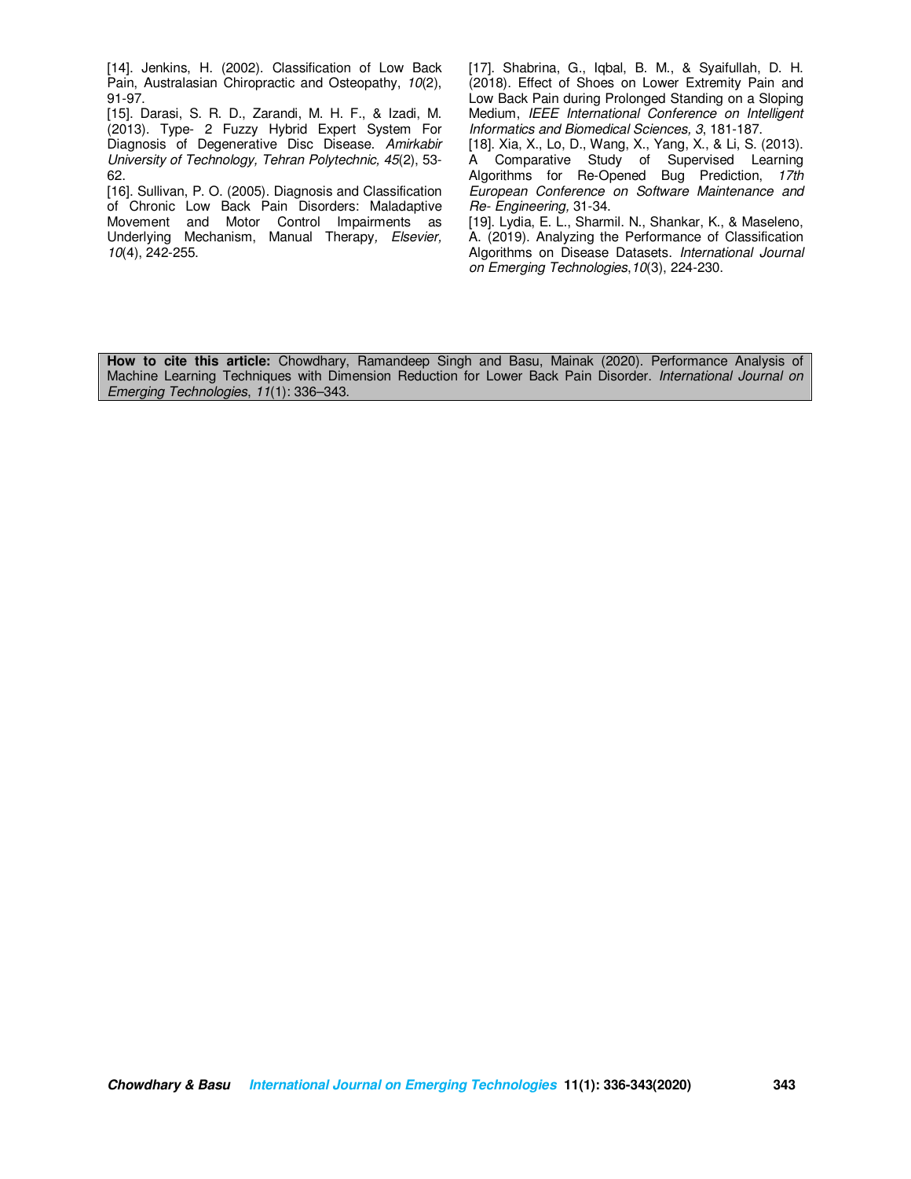[14]. Jenkins, H. (2002). Classification of Low Back Pain, Australasian Chiropractic and Osteopathy, *10*(2), 91-97.

[15]. Darasi, S. R. D., Zarandi, M. H. F., & Izadi, M. (2013). Type- 2 Fuzzy Hybrid Expert System For Diagnosis of Degenerative Disc Disease. *Amirkabir University of Technology, Tehran Polytechnic, 45*(2), 53-62.

[16]. Sullivan, P. O. (2005). Diagnosis and Classification of Chronic Low Back Pain Disorders: Maladaptive Movement and Motor Control Impairments as Underlying Mechanism, Manual Therapy*, Elsevier, 10*(4), 242-255.

[17]. Shabrina, G., Iqbal, B. M., & Syaifullah, D. H. (2018). Effect of Shoes on Lower Extremity Pain and Low Back Pain during Prolonged Standing on a Sloping Medium, *IEEE International Conference on Intelligent Informatics and Biomedical Sciences, 3*, 181-187.

[18]. Xia, X., Lo, D., Wang, X., Yang, X., & Li, S. (2013). A Comparative Study of Supervised Learning Algorithms for Re-Opened Bug Prediction, *17th European Conference on Software Maintenance and Re- Engineering,* 31-34.

[19]. Lydia, E. L., Sharmil. N., Shankar, K., & Maseleno, A. (2019). Analyzing the Performance of Classification Algorithms on Disease Datasets. *International Journal on Emerging Technologies*,*10*(3), 224-230.

**How to cite this article:** Chowdhary, Ramandeep Singh and Basu, Mainak (2020). Performance Analysis of Machine Learning Techniques with Dimension Reduction for Lower Back Pain Disorder. *International Journal on Emerging Technologies*, *11*(1): 336–343.